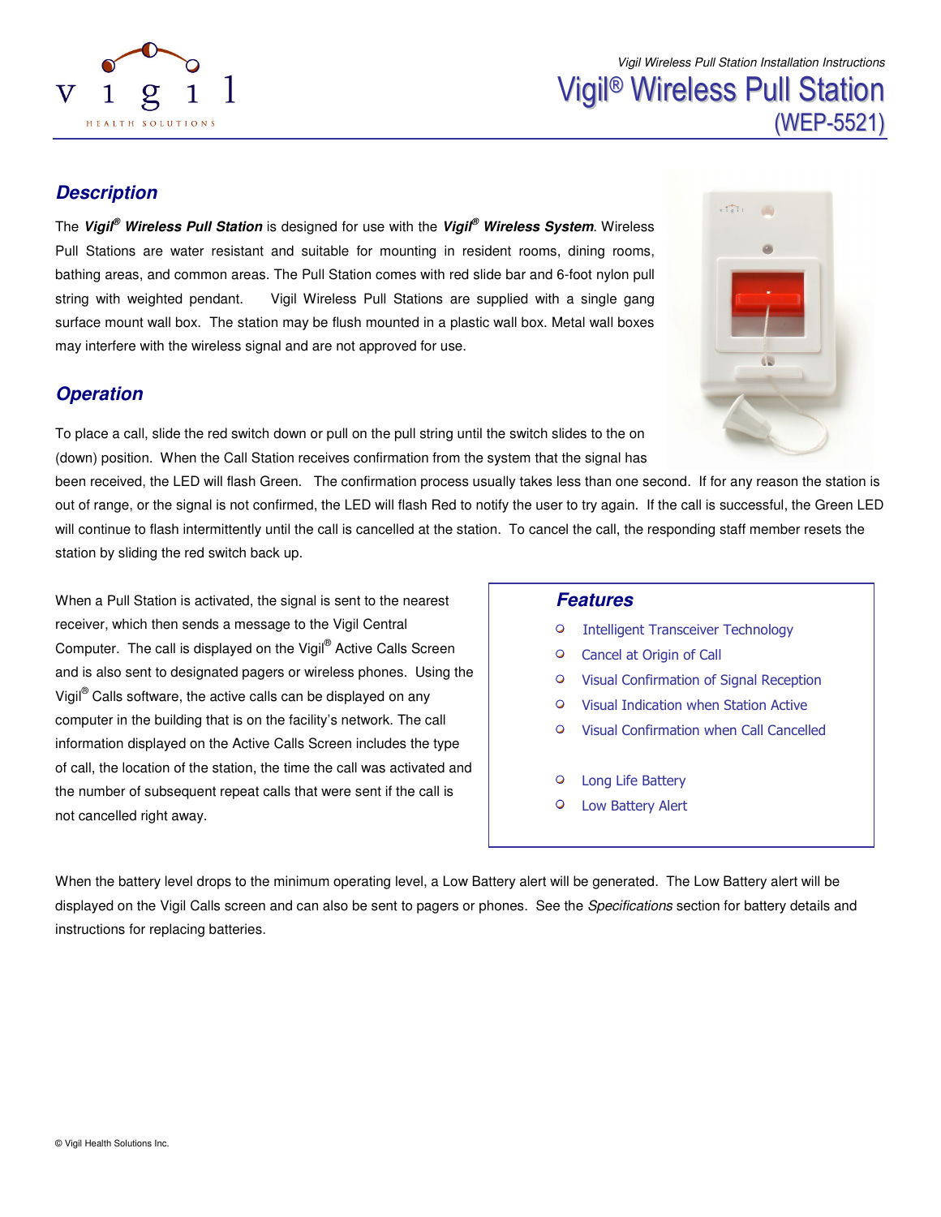# Vigil® Wireless Pull Station (WEP-5521)

## Description

The ***Vigil® Wireless Pull Station*** is designed for use with the ***Vigil® Wireless System***. Wireless Pull Stations are water resistant and suitable for mounting in resident rooms, dining rooms, bathing areas, and common areas. The Pull Station comes with red slide bar and 6-foot nylon pull string with weighted pendant. Vigil Wireless Pull Stations are supplied with a single gang surface mount wall box. The station may be flush mounted in a plastic wall box. Metal wall boxes may interfere with the wireless signal and are not approved for use.

## Operation

To place a call, slide the red switch down or pull on the pull string until the switch slides to the on (down) position. When the Call Station receives confirmation from the system that the signal has been received, the LED will flash Green. The confirmation process usually takes less than one second. If for any reason the station is out of range, or the signal is not confirmed, the LED will flash Red to notify the user to try again. If the call is successful, the Green LED will continue to flash intermittently until the call is cancelled at the station. To cancel the call, the responding staff member resets the station by sliding the red switch back up.

When a Pull Station is activated, the signal is sent to the nearest receiver, which then sends a message to the Vigil Central Computer. The call is displayed on the Vigil® Active Calls Screen and is also sent to designated pagers or wireless phones. Using the Vigil® Calls software, the active calls can be displayed on any computer in the building that is on the facility's network. The call information displayed on the Active Calls Screen includes the type of call, the location of the station, the time the call was activated and the number of subsequent repeat calls that were sent if the call is not cancelled right away.

### Features

- Intelligent Transceiver Technology
- Cancel at Origin of Call
- Visual Confirmation of Signal Reception
- Visual Indication when Station Active
- Visual Confirmation when Call Cancelled
- Long Life Battery
- Low Battery Alert

When the battery level drops to the minimum operating level, a Low Battery alert will be generated. The Low Battery alert will be displayed on the Vigil Calls screen and can also be sent to pagers or phones. See the *Specifications* section for battery details and instructions for replacing batteries.

© Vigil Health Solutions Inc.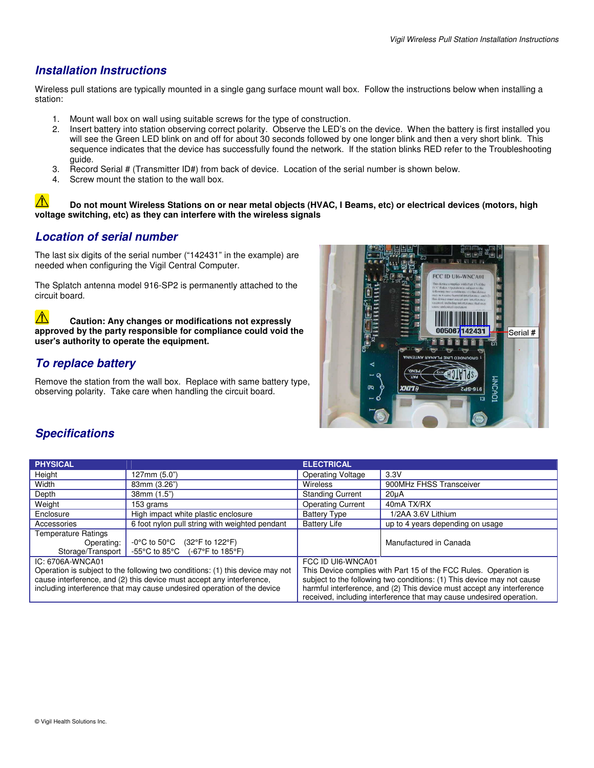## Installation Instructions

Wireless pull stations are typically mounted in a single gang surface mount wall box. Follow the instructions below when installing a station:

1. Mount wall box on wall using suitable screws for the type of construction.
2. Insert battery into station observing correct polarity. Observe the LED's on the device. When the battery is first installed you will see the Green LED blink on and off for about 30 seconds followed by one longer blink and then a very short blink. This sequence indicates that the device has successfully found the network. If the station blinks RED refer to the Troubleshooting guide.
3. Record Serial # (Transmitter ID#) from back of device. Location of the serial number is shown below.
4. Screw mount the station to the wall box.

⚠ **Do not mount Wireless Stations on or near metal objects (HVAC, I Beams, etc) or electrical devices (motors, high voltage switching, etc) as they can interfere with the wireless signals**

## Location of serial number

The last six digits of the serial number ("142431" in the example) are needed when configuring the Vigil Central Computer.

The Splatch antenna model 916-SP2 is permanently attached to the circuit board.

⚠ **Caution: Any changes or modifications not expressly approved by the party responsible for compliance could void the user's authority to operate the equipment.**

Serial #

## To replace battery

Remove the station from the wall box. Replace with same battery type, observing polarity. Take care when handling the circuit board.

## Specifications

| PHYSICAL | | ELECTRICAL | |
|---|---|---|---|
| Height | 127mm (5.0") | Operating Voltage | 3.3V |
| Width | 83mm (3.26") | Wireless | 900MHz FHSS Transceiver |
| Depth | 38mm (1.5") | Standing Current | 20µA |
| Weight | 153 grams | Operating Current | 40mA TX/RX |
| Enclosure | High impact white plastic enclosure | Battery Type | 1/2AA 3.6V Lithium |
| Accessories | 6 foot nylon pull string with weighted pendant | Battery Life | up to 4 years depending on usage |
| Temperature Ratings<br>Operating:<br>Storage/Transport | -0°C to 50°C (32°F to 122°F)<br>-55°C to 85°C (-67°F to 185°F) | | Manufactured in Canada |
| IC: 6706A-WNCA01<br>Operation is subject to the following two conditions: (1) this device may not cause interference, and (2) this device must accept any interference, including interference that may cause undesired operation of the device | | FCC ID UI6-WNCA01<br>This Device complies with Part 15 of the FCC Rules. Operation is subject to the following two conditions: (1) This device may not cause harmful interference, and (2) This device must accept any interference received, including interference that may cause undesired operation. | |

© Vigil Health Solutions Inc.